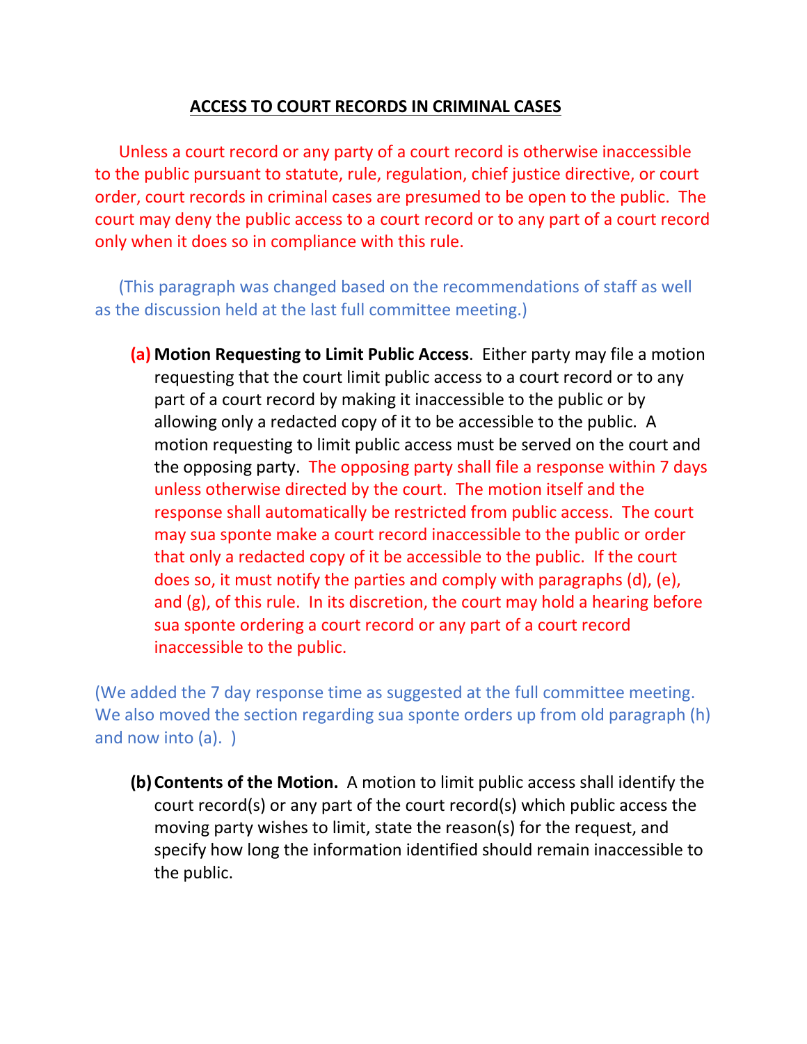## ACCESS TO COURT RECORDS IN CRIMINAL CASES

Unless a court record or any party of a court record is otherwise inaccessible to the public pursuant to statute, rule, regulation, chief justice directive, or court order, court records in criminal cases are presumed to be open to the public. The court may deny the public access to a court record or to any part of a court record only when it does so in compliance with this rule.

(This paragraph was changed based on the recommendations of staff as well as the discussion held at the last full committee meeting.)

**(a) Motion Requesting to Limit Public Access**. Either party may file a motion requesting that the court limit public access to a court record or to any part of a court record by making it inaccessible to the public or by allowing only a redacted copy of it to be accessible to the public. A motion requesting to limit public access must be served on the court and the opposing party. The opposing party shall file a response within 7 days unless otherwise directed by the court. The motion itself and the response shall automatically be restricted from public access. The court may sua sponte make a court record inaccessible to the public or order that only a redacted copy of it be accessible to the public. If the court does so, it must notify the parties and comply with paragraphs (d), (e), and (g), of this rule. In its discretion, the court may hold a hearing before sua sponte ordering a court record or any part of a court record inaccessible to the public.

(We added the 7 day response time as suggested at the full committee meeting. We also moved the section regarding sua sponte orders up from old paragraph (h) and now into (a). )

**(b) Contents of the Motion.** A motion to limit public access shall identify the court record(s) or any part of the court record(s) which public access the moving party wishes to limit, state the reason(s) for the request, and specify how long the information identified should remain inaccessible to the public.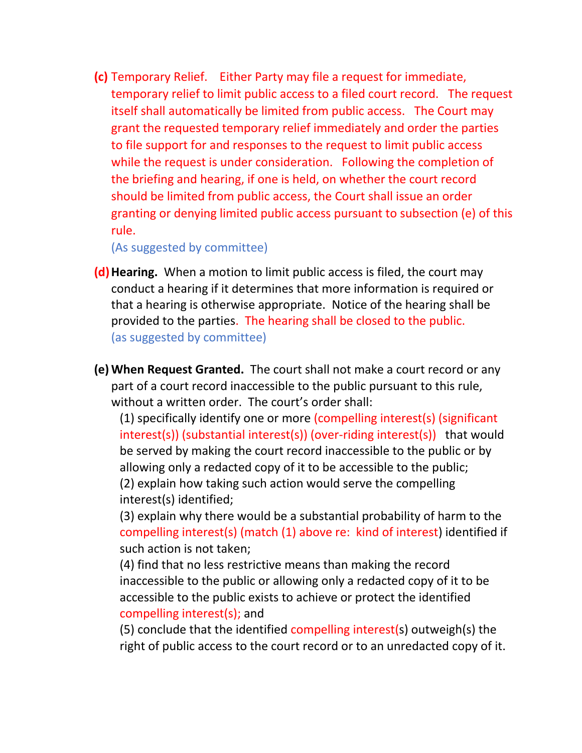**(c)** Temporary Relief. Either Party may file a request for immediate, temporary relief to limit public access to a filed court record. The request itself shall automatically be limited from public access. The Court may grant the requested temporary relief immediately and order the parties to file support for and responses to the request to limit public access while the request is under consideration. Following the completion of the briefing and hearing, if one is held, on whether the court record should be limited from public access, the Court shall issue an order granting or denying limited public access pursuant to subsection (e) of this rule.
(As suggested by committee)

**(d) Hearing.** When a motion to limit public access is filed, the court may conduct a hearing if it determines that more information is required or that a hearing is otherwise appropriate. Notice of the hearing shall be provided to the parties. The hearing shall be closed to the public.
(as suggested by committee)

**(e) When Request Granted.** The court shall not make a court record or any part of a court record inaccessible to the public pursuant to this rule, without a written order. The court's order shall:

(1) specifically identify one or more (compelling interest(s) (significant interest(s)) (substantial interest(s)) (over-riding interest(s)) that would be served by making the court record inaccessible to the public or by allowing only a redacted copy of it to be accessible to the public;
(2) explain how taking such action would serve the compelling interest(s) identified;
(3) explain why there would be a substantial probability of harm to the compelling interest(s) (match (1) above re: kind of interest) identified if such action is not taken;
(4) find that no less restrictive means than making the record inaccessible to the public or allowing only a redacted copy of it to be accessible to the public exists to achieve or protect the identified compelling interest(s); and
(5) conclude that the identified compelling interest(s) outweigh(s) the right of public access to the court record or to an unredacted copy of it.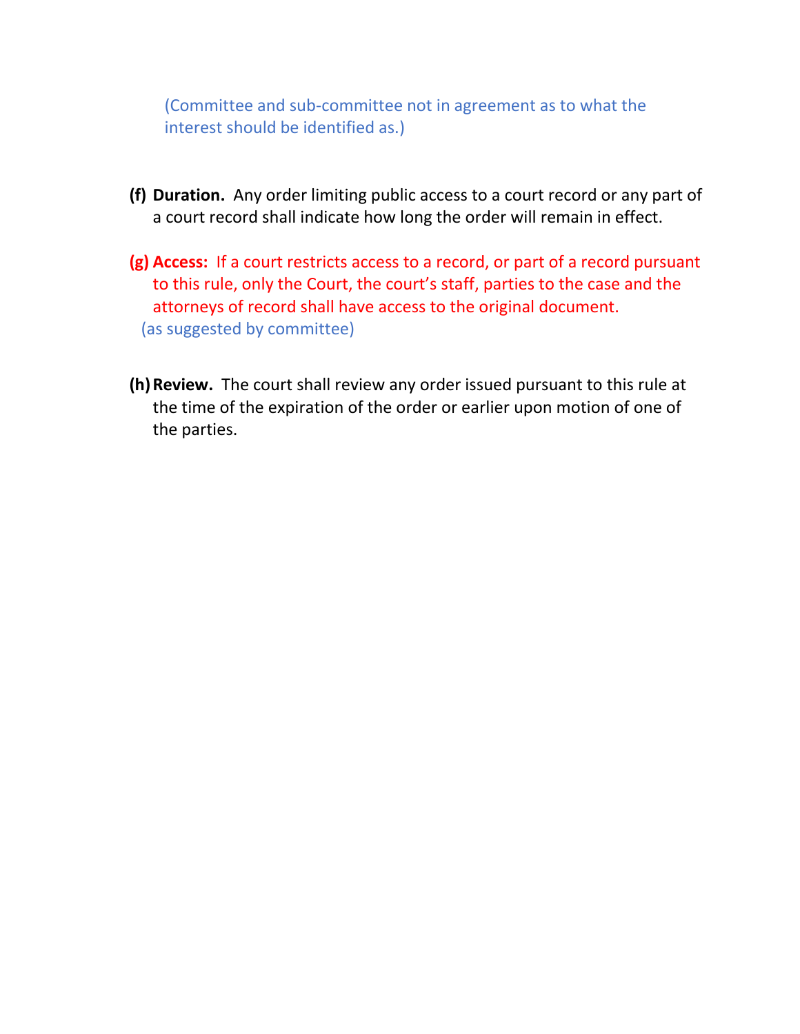(Committee and sub-committee not in agreement as to what the interest should be identified as.)

**(f) Duration.** Any order limiting public access to a court record or any part of a court record shall indicate how long the order will remain in effect.

**(g) Access:** If a court restricts access to a record, or part of a record pursuant to this rule, only the Court, the court's staff, parties to the case and the attorneys of record shall have access to the original document.
(as suggested by committee)

**(h) Review.** The court shall review any order issued pursuant to this rule at the time of the expiration of the order or earlier upon motion of one of the parties.